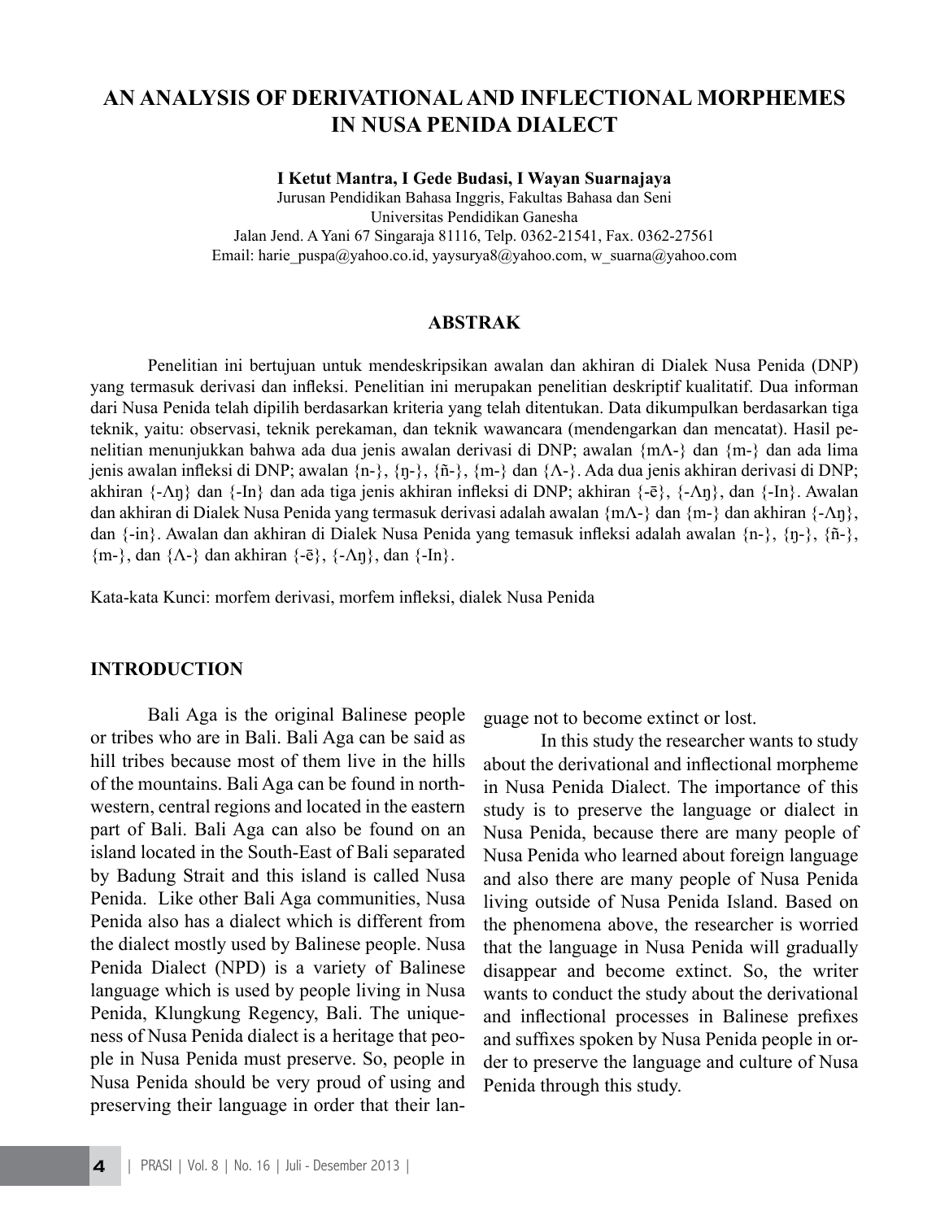# AN ANALYSIS OF DERIVATIONAL AND INFLECTIONAL MORPHEMES IN NUSA PENIDA DIALECT

**I Ketut Mantra, I Gede Budasi, I Wayan Suarnajaya**

Jurusan Pendidikan Bahasa Inggris, Fakultas Bahasa dan Seni
Universitas Pendidikan Ganesha
Jalan Jend. A Yani 67 Singaraja 81116, Telp. 0362-21541, Fax. 0362-27561
Email: harie_puspa@yahoo.co.id, yaysurya8@yahoo.com, w_suarna@yahoo.com

## ABSTRAK

Penelitian ini bertujuan untuk mendeskripsikan awalan dan akhiran di Dialek Nusa Penida (DNP) yang termasuk derivasi dan infleksi. Penelitian ini merupakan penelitian deskriptif kualitatif. Dua informan dari Nusa Penida telah dipilih berdasarkan kriteria yang telah ditentukan. Data dikumpulkan berdasarkan tiga teknik, yaitu: observasi, teknik perekaman, dan teknik wawancara (mendengarkan dan mencatat). Hasil penelitian menunjukkan bahwa ada dua jenis awalan derivasi di DNP; awalan {mΛ-} dan {m-} dan ada lima jenis awalan infleksi di DNP; awalan {n-}, {ŋ-}, {ñ-}, {m-} dan {Λ-}. Ada dua jenis akhiran derivasi di DNP; akhiran {-Λŋ} dan {-In} dan ada tiga jenis akhiran infleksi di DNP; akhiran {-ē}, {-Λŋ}, dan {-In}. Awalan dan akhiran di Dialek Nusa Penida yang termasuk derivasi adalah awalan {mΛ-} dan {m-} dan akhiran {-Λŋ}, dan {-in}. Awalan dan akhiran di Dialek Nusa Penida yang temasuk infleksi adalah awalan {n-}, {ŋ-}, {ñ-}, {m-}, dan {Λ-} dan akhiran {-ē}, {-Λŋ}, dan {-In}.

Kata-kata Kunci: morfem derivasi, morfem infleksi, dialek Nusa Penida

## INTRODUCTION

Bali Aga is the original Balinese people or tribes who are in Bali. Bali Aga can be said as hill tribes because most of them live in the hills of the mountains. Bali Aga can be found in north-western, central regions and located in the eastern part of Bali. Bali Aga can also be found on an island located in the South-East of Bali separated by Badung Strait and this island is called Nusa Penida. Like other Bali Aga communities, Nusa Penida also has a dialect which is different from the dialect mostly used by Balinese people. Nusa Penida Dialect (NPD) is a variety of Balinese language which is used by people living in Nusa Penida, Klungkung Regency, Bali. The uniqueness of Nusa Penida dialect is a heritage that people in Nusa Penida must preserve. So, people in Nusa Penida should be very proud of using and preserving their language in order that their language not to become extinct or lost.

In this study the researcher wants to study about the derivational and inflectional morpheme in Nusa Penida Dialect. The importance of this study is to preserve the language or dialect in Nusa Penida, because there are many people of Nusa Penida who learned about foreign language and also there are many people of Nusa Penida living outside of Nusa Penida Island. Based on the phenomena above, the researcher is worried that the language in Nusa Penida will gradually disappear and become extinct. So, the writer wants to conduct the study about the derivational and inflectional processes in Balinese prefixes and suffixes spoken by Nusa Penida people in order to preserve the language and culture of Nusa Penida through this study.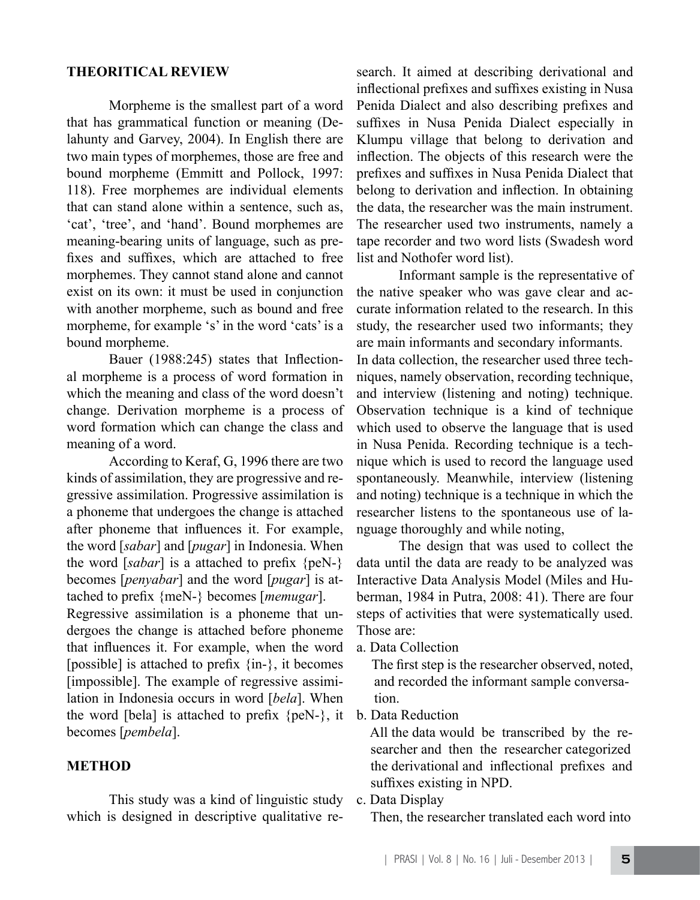## THEORITICAL REVIEW

Morpheme is the smallest part of a word that has grammatical function or meaning (Delahunty and Garvey, 2004). In English there are two main types of morphemes, those are free and bound morpheme (Emmitt and Pollock, 1997: 118). Free morphemes are individual elements that can stand alone within a sentence, such as, 'cat', 'tree', and 'hand'. Bound morphemes are meaning-bearing units of language, such as prefixes and suffixes, which are attached to free morphemes. They cannot stand alone and cannot exist on its own: it must be used in conjunction with another morpheme, such as bound and free morpheme, for example 's' in the word 'cats' is a bound morpheme.

Bauer (1988:245) states that Inflectional morpheme is a process of word formation in which the meaning and class of the word doesn't change. Derivation morpheme is a process of word formation which can change the class and meaning of a word.

According to Keraf, G, 1996 there are two kinds of assimilation, they are progressive and regressive assimilation. Progressive assimilation is a phoneme that undergoes the change is attached after phoneme that influences it. For example, the word [*sabar*] and [*pugar*] in Indonesia. When the word [*sabar*] is a attached to prefix {peN-} becomes [*penyabar*] and the word [*pugar*] is attached to prefix {meN-} becomes [*memugar*].
Regressive assimilation is a phoneme that undergoes the change is attached before phoneme that influences it. For example, when the word [possible] is attached to prefix {in-}, it becomes [impossible]. The example of regressive assimilation in Indonesia occurs in word [*bela*]. When the word [bela] is attached to prefix {peN-}, it becomes [*pembela*].

## METHOD

This study was a kind of linguistic study which is designed in descriptive qualitative research. It aimed at describing derivational and inflectional prefixes and suffixes existing in Nusa Penida Dialect and also describing prefixes and suffixes in Nusa Penida Dialect especially in Klumpu village that belong to derivation and inflection. The objects of this research were the prefixes and suffixes in Nusa Penida Dialect that belong to derivation and inflection. In obtaining the data, the researcher was the main instrument. The researcher used two instruments, namely a tape recorder and two word lists (Swadesh word list and Nothofer word list).

Informant sample is the representative of the native speaker who was gave clear and accurate information related to the research. In this study, the researcher used two informants; they are main informants and secondary informants.
In data collection, the researcher used three techniques, namely observation, recording technique, and interview (listening and noting) technique. Observation technique is a kind of technique which used to observe the language that is used in Nusa Penida. Recording technique is a technique which is used to record the language used spontaneously. Meanwhile, interview (listening and noting) technique is a technique in which the researcher listens to the spontaneous use of language thoroughly and while noting,

The design that was used to collect the data until the data are ready to be analyzed was Interactive Data Analysis Model (Miles and Huberman, 1984 in Putra, 2008: 41). There are four steps of activities that were systematically used. Those are:

a. Data Collection
   The first step is the researcher observed, noted, and recorded the informant sample conversation.
b. Data Reduction
   All the data would be transcribed by the researcher and then the researcher categorized the derivational and inflectional prefixes and suffixes existing in NPD.
c. Data Display
   Then, the researcher translated each word into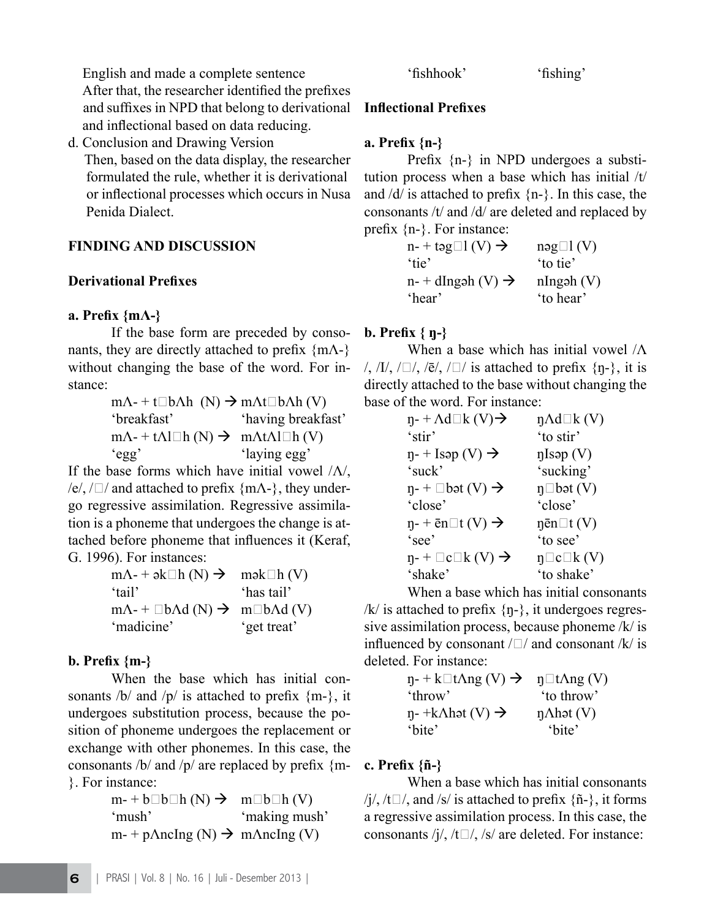English and made a complete sentence
After that, the researcher identified the prefixes and suffixes in NPD that belong to derivational and inflectional based on data reducing.

d. Conclusion and Drawing Version
Then, based on the data display, the researcher formulated the rule, whether it is derivational or inflectional processes which occurs in Nusa Penida Dialect.

## FINDING AND DISCUSSION

### Derivational Prefixes

**a. Prefix {mΛ-}**

If the base form are preceded by consonants, they are directly attached to prefix {mΛ-} without changing the base of the word. For instance:

| | |
|---|---|
| mΛ- + t□bΛh (N) → mΛt□bΛh (V) | |
| 'breakfast' | 'having breakfast' |
| mΛ- + tΛl□h (N) → mΛtΛl□h (V) | |
| 'egg' | 'laying egg' |

If the base forms which have initial vowel /Λ/, /e/, /□/ and attached to prefix {mΛ-}, they undergo regressive assimilation. Regressive assimilation is a phoneme that undergoes the change is attached before phoneme that influences it (Keraf, G. 1996). For instances:

| | |
|---|---|
| mΛ- + ək□h (N) → | mək□h (V) |
| 'tail' | 'has tail' |
| mΛ- + □bΛd (N) → | m□bΛd (V) |
| 'madicine' | 'get treat' |

**b. Prefix {m-}**

When the base which has initial consonants /b/ and /p/ is attached to prefix {m-}, it undergoes substitution process, because the position of phoneme undergoes the replacement or exchange with other phonemes. In this case, the consonants /b/ and /p/ are replaced by prefix {m-}. For instance:

| | |
|---|---|
| m- + b□b□h (N) → | m□b□h (V) |
| 'mush' | 'making mush' |
| m- + pΛncIng (N) → | mΛncIng (V) |
| 'fishhook' | 'fishing' |

### Inflectional Prefixes

**a. Prefix {n-}**

Prefix {n-} in NPD undergoes a substitution process when a base which has initial /t/ and /d/ is attached to prefix {n-}. In this case, the consonants /t/ and /d/ are deleted and replaced by prefix {n-}. For instance:

| | |
|---|---|
| n- + təg□l (V) → | nəg□l (V) |
| 'tie' | 'to tie' |
| n- + dIngəh (V) → | nIngəh (V) |
| 'hear' | 'to hear' |

**b. Prefix { ŋ-}**

When a base which has initial vowel /Λ /, /I/, /□/, /ē/, /□/ is attached to prefix {ŋ-}, it is directly attached to the base without changing the base of the word. For instance:

| | |
|---|---|
| ŋ- + Λd□k (V)→ | ŋΛd□k (V) |
| 'stir' | 'to stir' |
| ŋ- + Isəp (V) → | ŋIsəp (V) |
| 'suck' | 'sucking' |
| ŋ- + □bət (V) → | ŋ□bət (V) |
| 'close' | 'close' |
| ŋ- + ēn□t (V) → | ŋēn□t (V) |
| 'see' | 'to see' |
| ŋ- + □c□k (V) → | ŋ□c□k (V) |
| 'shake' | 'to shake' |

When a base which has initial consonants /k/ is attached to prefix {ŋ-}, it undergoes regressive assimilation process, because phoneme /k/ is influenced by consonant /□/ and consonant /k/ is deleted. For instance:

| | |
|---|---|
| ŋ- + k□tΛng (V) → | ŋ□tΛng (V) |
| 'throw' | 'to throw' |
| ŋ- +kΛhət (V) → | ŋΛhət (V) |
| 'bite' | 'bite' |

**c. Prefix {ñ-}**

When a base which has initial consonants /j/, /t□/, and /s/ is attached to prefix {ñ-}, it forms a regressive assimilation process. In this case, the consonants /j/, /t□/, /s/ are deleted. For instance: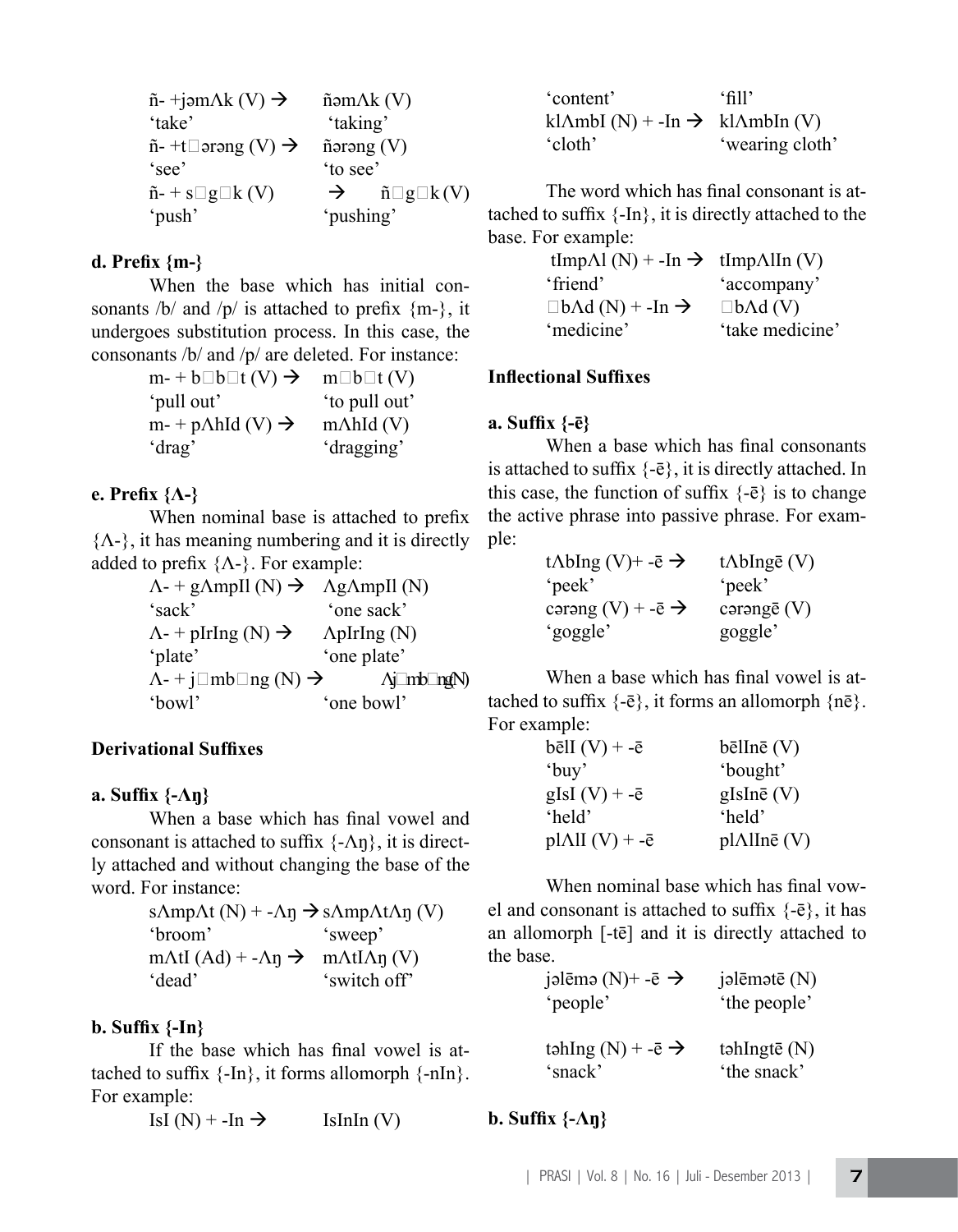ñ- +jəmʌk (V) → ñəmʌk (V)
'take' 'taking'
ñ- +t□ərəng (V) → ñərəng (V)
'see' 'to see'
ñ- + s□g□k (V) → ñ□g□k (V)
'push' 'pushing'

**d. Prefix {m-}**

When the base which has initial consonants /b/ and /p/ is attached to prefix {m-}, it undergoes substitution process. In this case, the consonants /b/ and /p/ are deleted. For instance:

m- + b□b□t (V) → m□b□t (V)
'pull out' 'to pull out'
m- + pʌhId (V) → mʌhId (V)
'drag' 'dragging'

**e. Prefix {ʌ-}**

When nominal base is attached to prefix {ʌ-}, it has meaning numbering and it is directly added to prefix {ʌ-}. For example:

ʌ- + gʌmpIl (N) → ʌgʌmpIl (N)
'sack' 'one sack'
ʌ- + pIrIng (N) → ʌpIrIng (N)
'plate' 'one plate'
ʌ- + j□mb□ng (N) → ʌj□mb□ng (N)
'bowl' 'one bowl'

**Derivational Suffixes**

**a. Suffix {-ʌŋ}**

When a base which has final vowel and consonant is attached to suffix {-ʌŋ}, it is directly attached and without changing the base of the word. For instance:

sʌmpʌt (N) + -ʌŋ → sʌmpʌtʌŋ (V)
'broom' 'sweep'
mʌtI (Ad) + -ʌŋ → mʌtIʌŋ (V)
'dead' 'switch off'

**b. Suffix {-In}**

If the base which has final vowel is attached to suffix {-In}, it forms allomorph {-nIn}. For example:

IsI (N) + -In → IsInIn (V)
'content' 'fill'
klʌmbI (N) + -In → klʌmbIn (V)
'cloth' 'wearing cloth'

The word which has final consonant is attached to suffix {-In}, it is directly attached to the base. For example:

tImpʌl (N) + -In → tImpʌlIn (V)
'friend' 'accompany'
□bʌd (N) + -In → □bʌd (V)
'medicine' 'take medicine'

**Inflectional Suffixes**

**a. Suffix {-ē}**

When a base which has final consonants is attached to suffix {-ē}, it is directly attached. In this case, the function of suffix {-ē} is to change the active phrase into passive phrase. For example:

tʌbIng (V)+ -ē → tʌbIngē (V)
'peek' 'peek'
cərəng (V) + -ē → cərəngē (V)
'goggle' goggle'

When a base which has final vowel is attached to suffix {-ē}, it forms an allomorph {nē}. For example:

bēlI (V) + -ē bēlInē (V)
'buy' 'bought'
gIsI (V) + -ē gIsInē (V)
'held' 'held'
plʌlI (V) + -ē plʌlInē (V)

When nominal base which has final vowel and consonant is attached to suffix {-ē}, it has an allomorph [-tē] and it is directly attached to the base.

jəlēmə (N)+ -ē → jəlēmətē (N)
'people' 'the people'

təhIng (N) + -ē → təhIngtē (N)
'snack' 'the snack'

**b. Suffix {-ʌŋ}**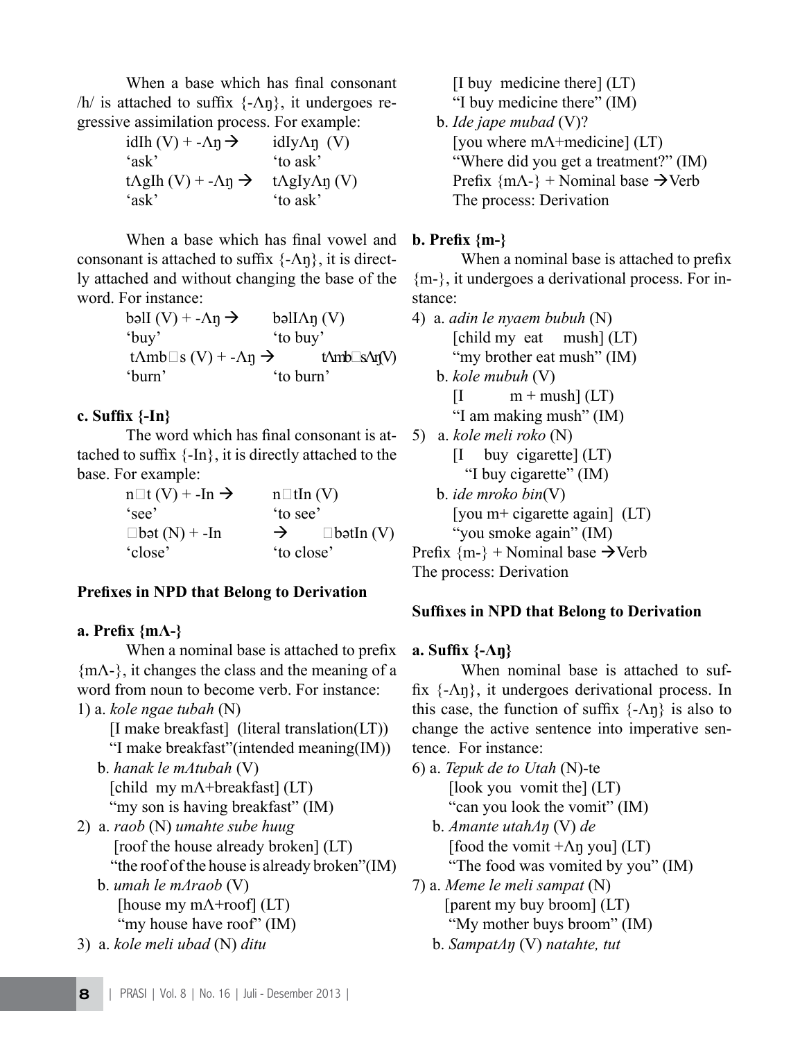When a base which has final consonant /h/ is attached to suffix {-Ʌŋ}, it undergoes regressive assimilation process. For example:

idIh (V) + -Ʌŋ → idIyɅŋ (V)
'ask' 'to ask'
tɅgIh (V) + -Ʌŋ → tɅgIyɅŋ (V)
'ask' 'to ask'

When a base which has final vowel and consonant is attached to suffix {-Ʌŋ}, it is directly attached and without changing the base of the word. For instance:

bəlI (V) + -Ʌŋ → bəlIɅŋ (V)
'buy' 'to buy'
tɅmb□s (V) + -Ʌŋ → tɅmb□sɅŋ(V)
'burn' 'to burn'

**c. Suffix {-In}**

The word which has final consonant is attached to suffix {-In}, it is directly attached to the base. For example:

n□t (V) + -In → n□tIn (V)
'see' 'to see'
□bət (N) + -In → □bətIn (V)
'close' 'to close'

### Prefixes in NPD that Belong to Derivation

**a. Prefix {mɅ-}**

When a nominal base is attached to prefix {mɅ-}, it changes the class and the meaning of a word from noun to become verb. For instance:

1) a. *kole ngae tubah* (N)
[I make breakfast] (literal translation(LT))
"I make breakfast"(intended meaning(IM))
b. *hanak le mɅtubah* (V)
[child my mɅ+breakfast] (LT)
"my son is having breakfast" (IM)
2) a. *raob* (N) *umahte sube huug*
[roof the house already broken] (LT)
"the roof of the house is already broken"(IM)
b. *umah le mɅraob* (V)
[house my mɅ+roof] (LT)
"my house have roof" (IM)
3) a. *kole meli ubad* (N) *ditu*
[I buy medicine there] (LT)
"I buy medicine there" (IM)
b. *Ide jape mubad* (V)?
[you where mɅ+medicine] (LT)
"Where did you get a treatment?" (IM)
Prefix {mɅ-} + Nominal base →Verb
The process: Derivation

**b. Prefix {m-}**

When a nominal base is attached to prefix {m-}, it undergoes a derivational process. For instance:

4) a. *adin le nyaem bubuh* (N)
[child my eat mush] (LT)
"my brother eat mush" (IM)
b. *kole mubuh* (V)
[I m + mush] (LT)
"I am making mush" (IM)
5) a. *kole meli roko* (N)
[I buy cigarette] (LT)
"I buy cigarette" (IM)
b. *ide mroko bin*(V)
[you m+ cigarette again] (LT)
"you smoke again" (IM)

Prefix {m-} + Nominal base →Verb
The process: Derivation

### Suffixes in NPD that Belong to Derivation

**a. Suffix {-Ʌŋ}**

When nominal base is attached to suffix {-Ʌŋ}, it undergoes derivational process. In this case, the function of suffix {-Ʌŋ} is also to change the active sentence into imperative sentence. For instance:

6) a. *Tepuk de to Utah* (N)-te
[look you vomit the] (LT)
"can you look the vomit" (IM)
b. *Amante utahɅŋ* (V) *de*
[food the vomit +Ʌŋ you] (LT)
"The food was vomited by you" (IM)
7) a. *Meme le meli sampat* (N)
[parent my buy broom] (LT)
"My mother buys broom" (IM)
b. *SampatɅŋ* (V) *natahte, tut*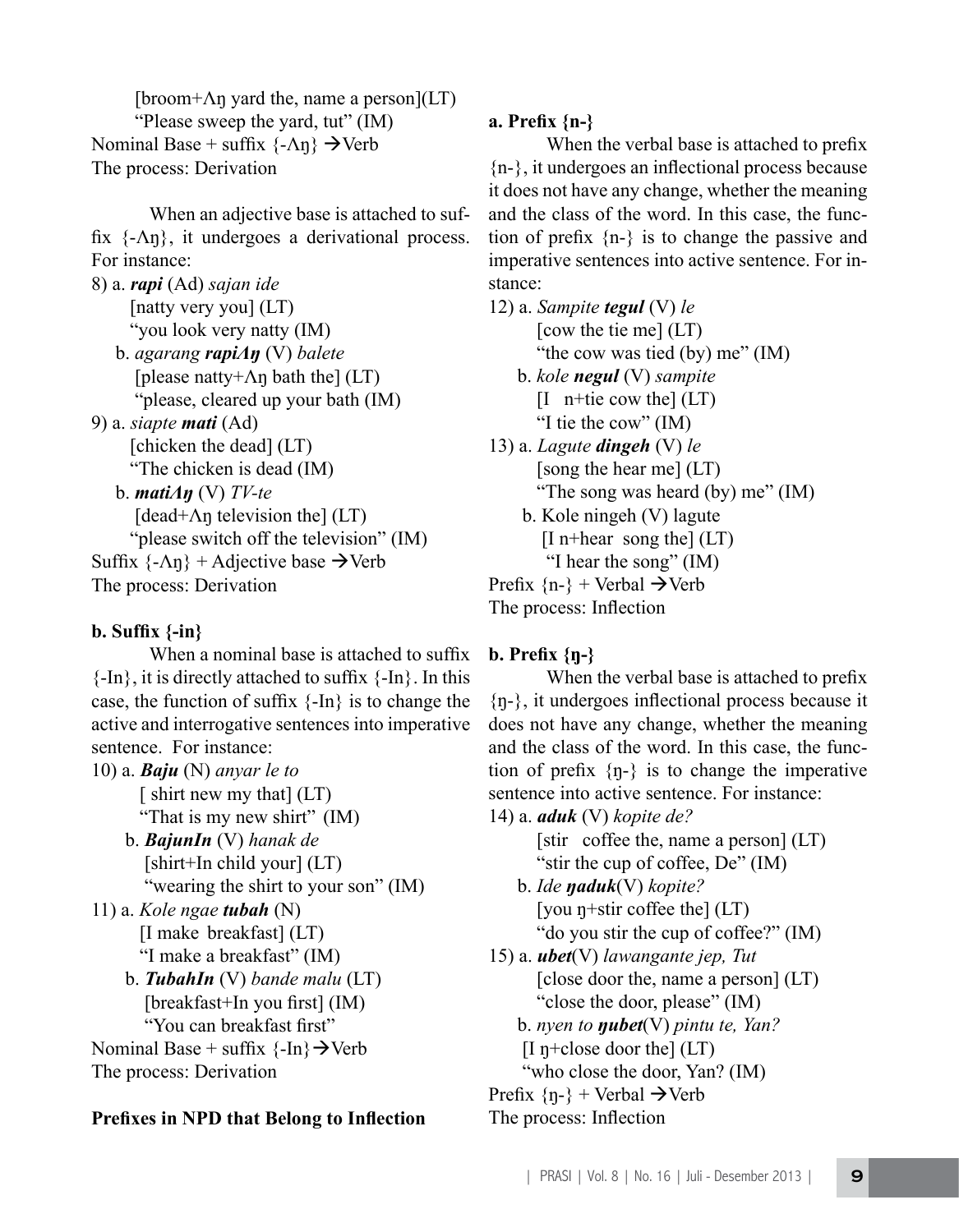[broom+Ʌŋ yard the, name a person](LT)
"Please sweep the yard, tut" (IM)
Nominal Base + suffix {-Ʌŋ} →Verb
The process: Derivation

When an adjective base is attached to suffix {-Ʌŋ}, it undergoes a derivational process. For instance:

8) a. ***rapi*** (Ad) *sajan ide*
   [natty very you] (LT)
   "you look very natty (IM)
   b. *agarang **rapiɅŋ*** (V) *balete*
   [please natty+Ʌŋ bath the] (LT)
   "please, cleared up your bath (IM)
9) a. *siapte **mati*** (Ad)
   [chicken the dead] (LT)
   "The chicken is dead (IM)
   b. ***matiɅŋ*** (V) *TV-te*
   [dead+Ʌŋ television the] (LT)
   "please switch off the television" (IM)

Suffix {-Ʌŋ} + Adjective base →Verb
The process: Derivation

**b. Suffix {-in}**

When a nominal base is attached to suffix {-In}, it is directly attached to suffix {-In}. In this case, the function of suffix {-In} is to change the active and interrogative sentences into imperative sentence. For instance:

10) a. ***Baju*** (N) *anyar le to*
   [ shirt new my that] (LT)
   "That is my new shirt" (IM)
   b. ***BajunIn*** (V) *hanak de*
   [shirt+In child your] (LT)
   "wearing the shirt to your son" (IM)
11) a. *Kole ngae **tubah*** (N)
   [I make breakfast] (LT)
   "I make a breakfast" (IM)
   b. ***TubahIn*** (V) *bande malu* (LT)
   [breakfast+In you first] (IM)
   "You can breakfast first"

Nominal Base + suffix {-In}→Verb
The process: Derivation

**Prefixes in NPD that Belong to Inflection**

**a. Prefix {n-}**

When the verbal base is attached to prefix {n-}, it undergoes an inflectional process because it does not have any change, whether the meaning and the class of the word. In this case, the function of prefix {n-} is to change the passive and imperative sentences into active sentence. For instance:

12) a. *Sampite **tegul*** (V) *le*
   [cow the tie me] (LT)
   "the cow was tied (by) me" (IM)
   b. *kole **negul*** (V) *sampite*
   [I n+tie cow the] (LT)
   "I tie the cow" (IM)
13) a. *Lagute **dingeh*** (V) *le*
   [song the hear me] (LT)
   "The song was heard (by) me" (IM)
   b. Kole ningeh (V) lagute
   [I n+hear song the] (LT)
   "I hear the song" (IM)

Prefix {n-} + Verbal →Verb
The process: Inflection

**b. Prefix {ŋ-}**

When the verbal base is attached to prefix {ŋ-}, it undergoes inflectional process because it does not have any change, whether the meaning and the class of the word. In this case, the function of prefix {ŋ-} is to change the imperative sentence into active sentence. For instance:

14) a. ***aduk*** (V) *kopite de?*
   [stir coffee the, name a person] (LT)
   "stir the cup of coffee, De" (IM)
   b. *Ide **ŋaduk***(V) *kopite?*
   [you ŋ+stir coffee the] (LT)
   "do you stir the cup of coffee?" (IM)
15) a. ***ubet***(V) *lawangante jep, Tut*
   [close door the, name a person] (LT)
   "close the door, please" (IM)
   b. *nyen to **ŋubet***(V) *pintu te, Yan?*
   [I ŋ+close door the] (LT)
   "who close the door, Yan? (IM)

Prefix {ŋ-} + Verbal →Verb
The process: Inflection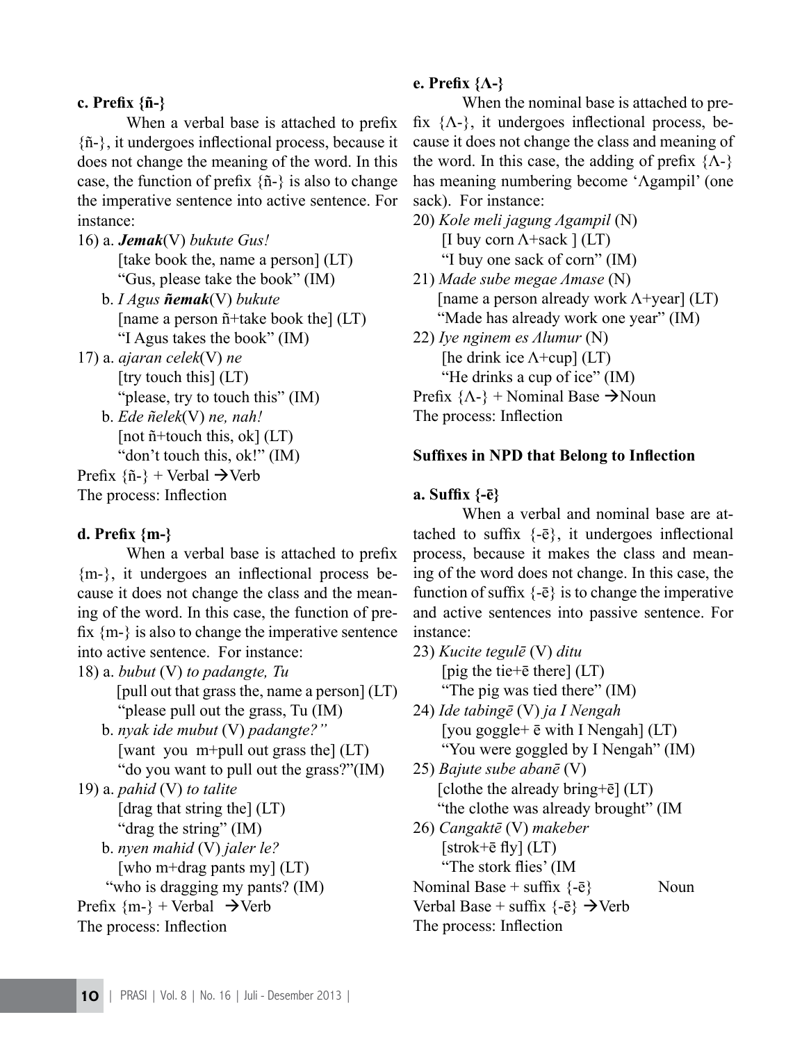**c. Prefix {ñ-}**

When a verbal base is attached to prefix {ñ-}, it undergoes inflectional process, because it does not change the meaning of the word. In this case, the function of prefix {ñ-} is also to change the imperative sentence into active sentence. For instance:

16) a. ***Jemak***(V) *bukute Gus!*
    [take book the, name a person] (LT)
    "Gus, please take the book" (IM)

  b. *I Agus **ñemak***(V) *bukute*
    [name a person ñ+take book the] (LT)
    "I Agus takes the book" (IM)

17) a. *ajaran celek*(V) *ne*
    [try touch this] (LT)
    "please, try to touch this" (IM)

  b. *Ede ñelek*(V) *ne, nah!*
    [not ñ+touch this, ok] (LT)
    "don't touch this, ok!" (IM)

Prefix {ñ-} + Verbal →Verb
The process: Inflection

**d. Prefix {m-}**

When a verbal base is attached to prefix {m-}, it undergoes an inflectional process because it does not change the class and the meaning of the word. In this case, the function of prefix {m-} is also to change the imperative sentence into active sentence. For instance:

18) a. *bubut* (V) *to padangte, Tu*
    [pull out that grass the, name a person] (LT)
    "please pull out the grass, Tu (IM)

  b. *nyak ide mubut* (V) *padangte?"*
    [want you m+pull out grass the] (LT)
    "do you want to pull out the grass?"(IM)

19) a. *pahid* (V) *to talite*
    [drag that string the] (LT)
    "drag the string" (IM)

  b. *nyen mahid* (V) *jaler le?*
    [who m+drag pants my] (LT)
    "who is dragging my pants? (IM)

Prefix {m-} + Verbal →Verb
The process: Inflection

**e. Prefix {Λ-}**

When the nominal base is attached to prefix {Λ-}, it undergoes inflectional process, because it does not change the class and meaning of the word. In this case, the adding of prefix {Λ-} has meaning numbering become 'Λgampil' (one sack). For instance:

20) *Kole meli jagung Λgampil* (N)
    [I buy corn Λ+sack ] (LT)
    "I buy one sack of corn" (IM)

21) *Made sube megae Λmase* (N)
    [name a person already work Λ+year] (LT)
    "Made has already work one year" (IM)

22) *Iye nginem es Λlumur* (N)
    [he drink ice Λ+cup] (LT)
    "He drinks a cup of ice" (IM)

Prefix {Λ-} + Nominal Base →Noun
The process: Inflection

**Suffixes in NPD that Belong to Inflection**

**a. Suffix {-ē}**

When a verbal and nominal base are attached to suffix {-ē}, it undergoes inflectional process, because it makes the class and meaning of the word does not change. In this case, the function of suffix {-ē} is to change the imperative and active sentences into passive sentence. For instance:

23) *Kucite tegulē* (V) *ditu*
    [pig the tie+ē there] (LT)
    "The pig was tied there" (IM)

24) *Ide tabingē* (V) *ja I Nengah*
    [you goggle+ ē with I Nengah] (LT)
    "You were goggled by I Nengah" (IM)

25) *Bajute sube abanē* (V)
    [clothe the already bring+ē] (LT)
    "the clothe was already brought" (IM

26) *Cangaktē* (V) *makeber*
    [strok+ē fly] (LT)
    "The stork flies' (IM

Nominal Base + suffix {-ē}    Noun
Verbal Base + suffix {-ē} →Verb
The process: Inflection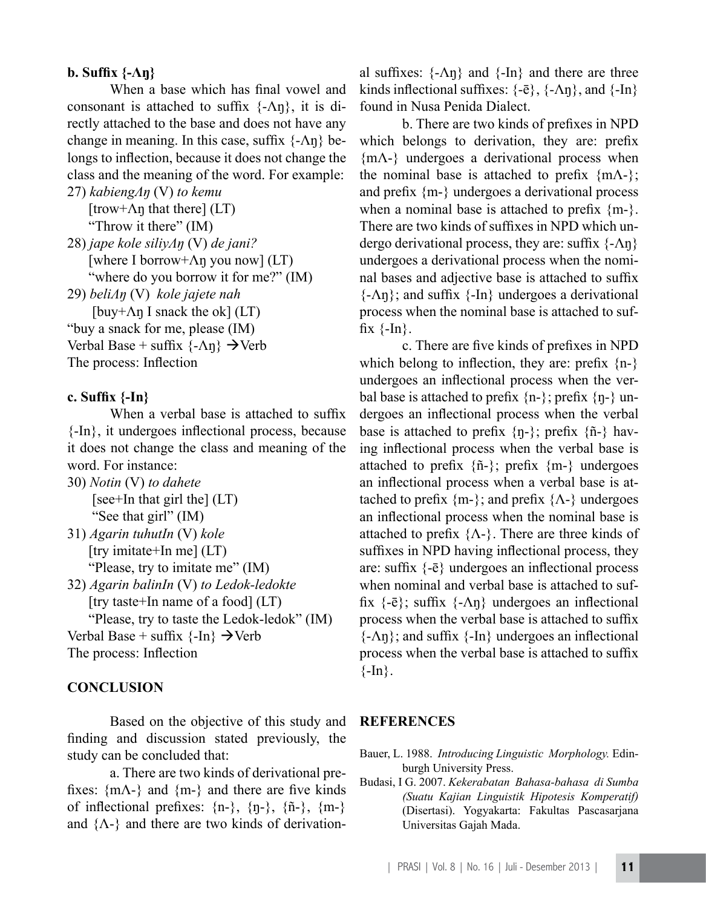**b. Suffix {-Ʌŋ}**

When a base which has final vowel and consonant is attached to suffix {-Ʌŋ}, it is directly attached to the base and does not have any change in meaning. In this case, suffix {-Ʌŋ} belongs to inflection, because it does not change the class and the meaning of the word. For example:

27) *kabiengɅŋ* (V) *to kemu*
    [trow+Ʌŋ that there] (LT)
    "Throw it there" (IM)
28) *jape kole siliyɅŋ* (V) *de jani?*
    [where I borrow+Ʌŋ you now] (LT)
    "where do you borrow it for me?" (IM)
29) *beliɅŋ* (V) *kole jajete nah*
    [buy+Ʌŋ I snack the ok] (LT)
"buy a snack for me, please (IM)

Verbal Base + suffix {-Ʌŋ} → Verb
The process: Inflection

**c. Suffix {-In}**

When a verbal base is attached to suffix {-In}, it undergoes inflectional process, because it does not change the class and meaning of the word. For instance:

30) *Notin* (V) *to dahete*
    [see+In that girl the] (LT)
    "See that girl" (IM)
31) *Agarin tuhutIn* (V) *kole*
    [try imitate+In me] (LT)
    "Please, try to imitate me" (IM)
32) *Agarin balinIn* (V) *to Ledok-ledokte*
    [try taste+In name of a food] (LT)
    "Please, try to taste the Ledok-ledok" (IM)

Verbal Base + suffix {-In} → Verb
The process: Inflection

## CONCLUSION

Based on the objective of this study and finding and discussion stated previously, the study can be concluded that:

a. There are two kinds of derivational prefixes: {mɅ-} and {m-} and there are five kinds of inflectional prefixes: {n-}, {ŋ-}, {ñ-}, {m-} and {Ʌ-} and there are two kinds of derivational suffixes: {-Ʌŋ} and {-In} and there are three kinds inflectional suffixes: {-ē}, {-Ʌŋ}, and {-In} found in Nusa Penida Dialect.

b. There are two kinds of prefixes in NPD which belongs to derivation, they are: prefix {mɅ-} undergoes a derivational process when the nominal base is attached to prefix {mɅ-}; and prefix {m-} undergoes a derivational process when a nominal base is attached to prefix {m-}. There are two kinds of suffixes in NPD which undergo derivational process, they are: suffix {-Ʌŋ} undergoes a derivational process when the nominal bases and adjective base is attached to suffix {-Ʌŋ}; and suffix {-In} undergoes a derivational process when the nominal base is attached to suffix {-In}.

c. There are five kinds of prefixes in NPD which belong to inflection, they are: prefix {n-} undergoes an inflectional process when the verbal base is attached to prefix {n-}; prefix {ŋ-} undergoes an inflectional process when the verbal base is attached to prefix {ŋ-}; prefix {ñ-} having inflectional process when the verbal base is attached to prefix {ñ-}; prefix {m-} undergoes an inflectional process when a verbal base is attached to prefix {m-}; and prefix {Ʌ-} undergoes an inflectional process when the nominal base is attached to prefix {Ʌ-}. There are three kinds of suffixes in NPD having inflectional process, they are: suffix {-ē} undergoes an inflectional process when nominal and verbal base is attached to suffix {-ē}; suffix {-Ʌŋ} undergoes an inflectional process when the verbal base is attached to suffix {-Ʌŋ}; and suffix {-In} undergoes an inflectional process when the verbal base is attached to suffix {-In}.

## REFERENCES

Bauer, L. 1988. *Introducing Linguistic Morphology.* Edinburgh University Press.

Budasi, I G. 2007. *Kekerabatan Bahasa-bahasa di Sumba (Suatu Kajian Linguistik Hipotesis Komperatif)* (Disertasi). Yogyakarta: Fakultas Pascasarjana Universitas Gajah Mada.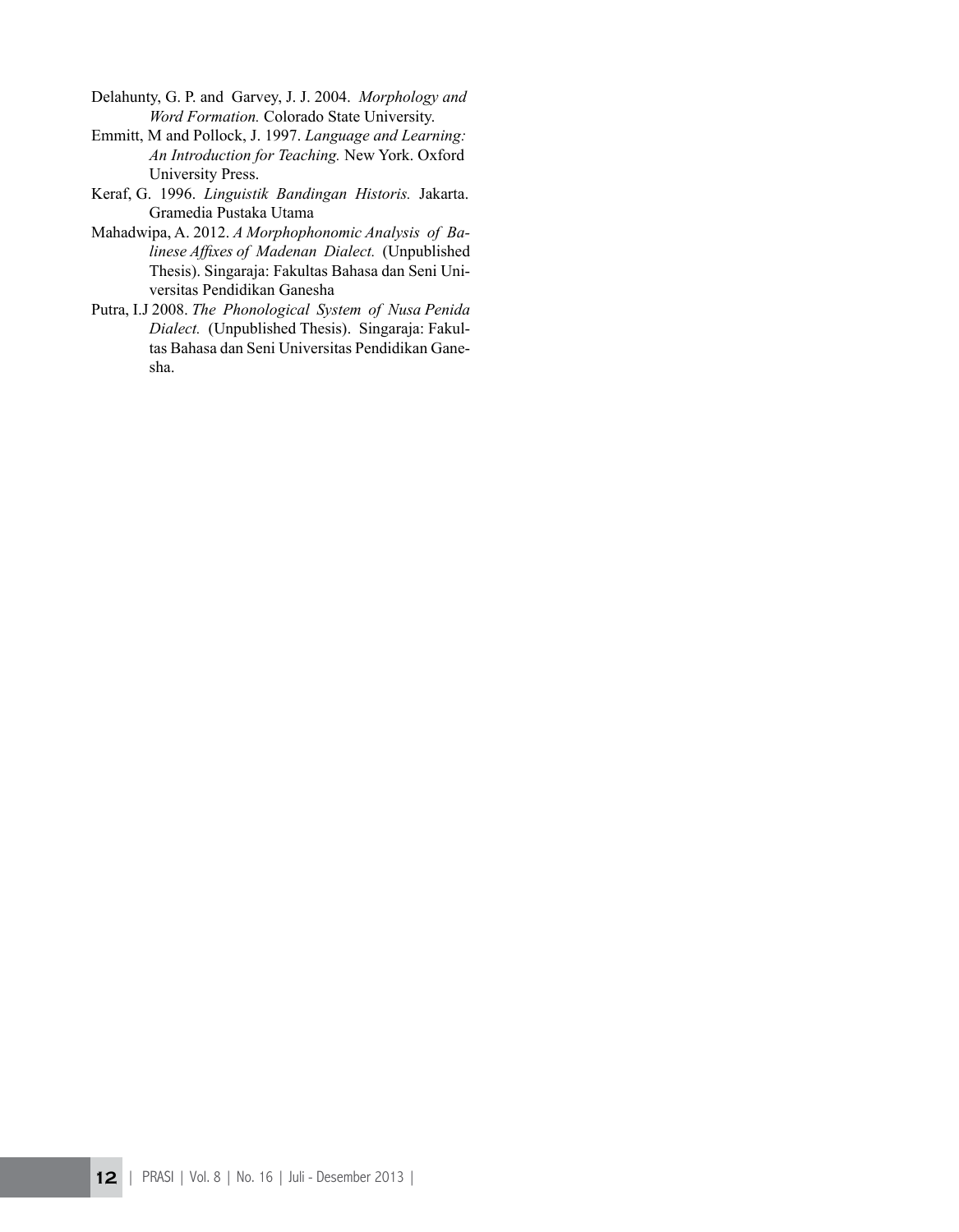Delahunty, G. P. and Garvey, J. J. 2004. *Morphology and Word Formation.* Colorado State University.

Emmitt, M and Pollock, J. 1997. *Language and Learning: An Introduction for Teaching.* New York. Oxford University Press.

Keraf, G. 1996. *Linguistik Bandingan Historis.* Jakarta. Gramedia Pustaka Utama

Mahadwipa, A. 2012. *A Morphophonomic Analysis of Balinese Affixes of Madenan Dialect.* (Unpublished Thesis). Singaraja: Fakultas Bahasa dan Seni Universitas Pendidikan Ganesha

Putra, I.J 2008. *The Phonological System of Nusa Penida Dialect.* (Unpublished Thesis). Singaraja: Fakultas Bahasa dan Seni Universitas Pendidikan Ganesha.